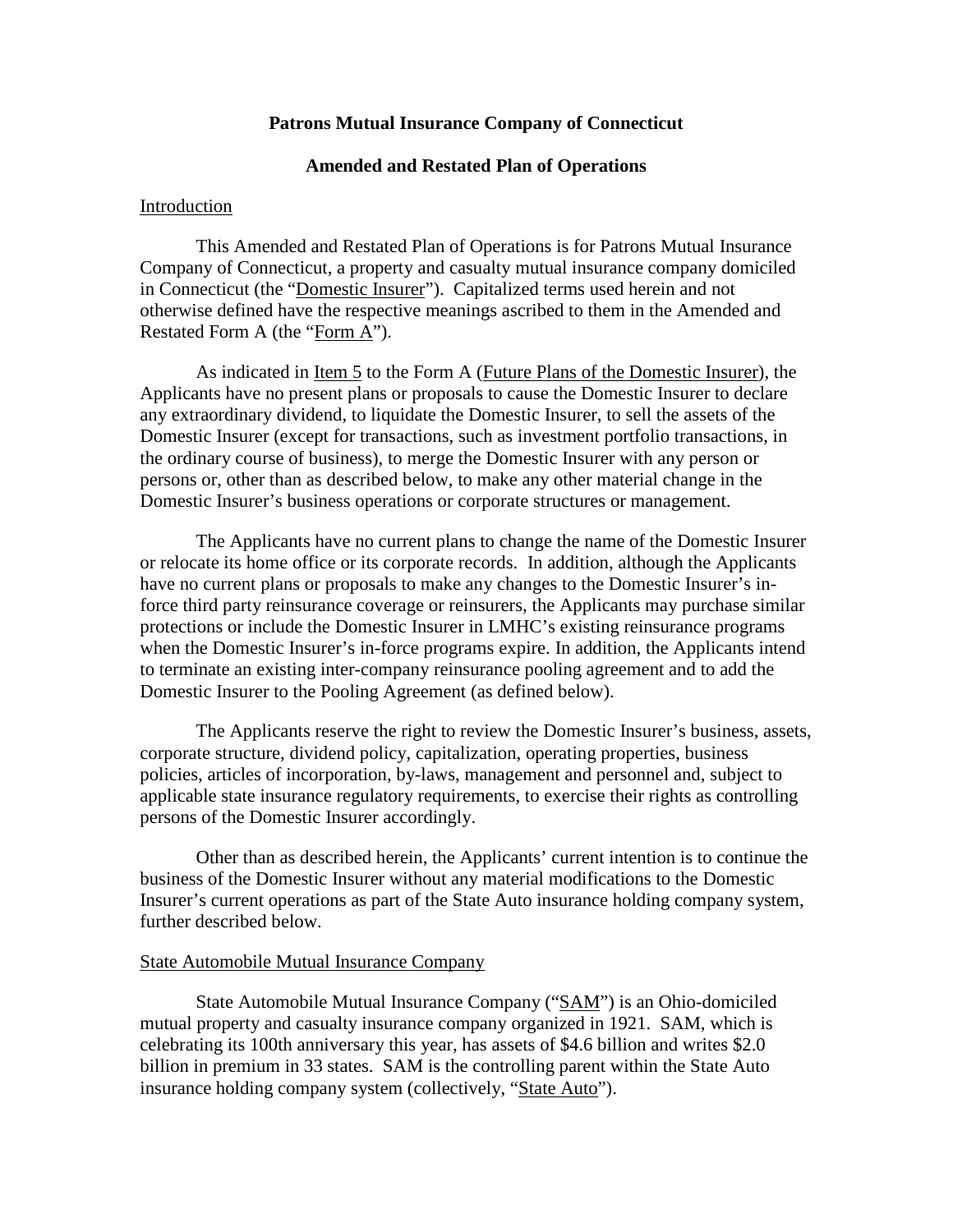**Patrons Mutual Insurance Company of Connecticut**

**Amended and Restated Plan of Operations**

Introduction

This Amended and Restated Plan of Operations is for Patrons Mutual Insurance Company of Connecticut, a property and casualty mutual insurance company domiciled in Connecticut (the "Domestic Insurer"). Capitalized terms used herein and not otherwise defined have the respective meanings ascribed to them in the Amended and Restated Form A (the "Form A").

As indicated in Item 5 to the Form A (Future Plans of the Domestic Insurer), the Applicants have no present plans or proposals to cause the Domestic Insurer to declare any extraordinary dividend, to liquidate the Domestic Insurer, to sell the assets of the Domestic Insurer (except for transactions, such as investment portfolio transactions, in the ordinary course of business), to merge the Domestic Insurer with any person or persons or, other than as described below, to make any other material change in the Domestic Insurer's business operations or corporate structures or management.

The Applicants have no current plans to change the name of the Domestic Insurer or relocate its home office or its corporate records. In addition, although the Applicants have no current plans or proposals to make any changes to the Domestic Insurer's in-force third party reinsurance coverage or reinsurers, the Applicants may purchase similar protections or include the Domestic Insurer in LMHC's existing reinsurance programs when the Domestic Insurer's in-force programs expire. In addition, the Applicants intend to terminate an existing inter-company reinsurance pooling agreement and to add the Domestic Insurer to the Pooling Agreement (as defined below).

The Applicants reserve the right to review the Domestic Insurer's business, assets, corporate structure, dividend policy, capitalization, operating properties, business policies, articles of incorporation, by-laws, management and personnel and, subject to applicable state insurance regulatory requirements, to exercise their rights as controlling persons of the Domestic Insurer accordingly.

Other than as described herein, the Applicants' current intention is to continue the business of the Domestic Insurer without any material modifications to the Domestic Insurer's current operations as part of the State Auto insurance holding company system, further described below.

State Automobile Mutual Insurance Company

State Automobile Mutual Insurance Company ("SAM") is an Ohio-domiciled mutual property and casualty insurance company organized in 1921. SAM, which is celebrating its 100th anniversary this year, has assets of $4.6 billion and writes $2.0 billion in premium in 33 states. SAM is the controlling parent within the State Auto insurance holding company system (collectively, "State Auto").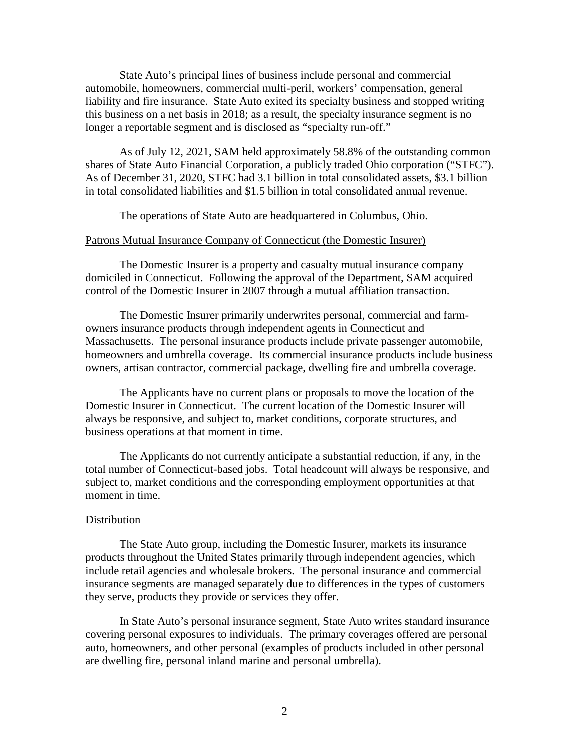State Auto's principal lines of business include personal and commercial automobile, homeowners, commercial multi-peril, workers' compensation, general liability and fire insurance. State Auto exited its specialty business and stopped writing this business on a net basis in 2018; as a result, the specialty insurance segment is no longer a reportable segment and is disclosed as "specialty run-off."

As of July 12, 2021, SAM held approximately 58.8% of the outstanding common shares of State Auto Financial Corporation, a publicly traded Ohio corporation ("STFC"). As of December 31, 2020, STFC had 3.1 billion in total consolidated assets, $3.1 billion in total consolidated liabilities and $1.5 billion in total consolidated annual revenue.

The operations of State Auto are headquartered in Columbus, Ohio.

Patrons Mutual Insurance Company of Connecticut (the Domestic Insurer)

The Domestic Insurer is a property and casualty mutual insurance company domiciled in Connecticut. Following the approval of the Department, SAM acquired control of the Domestic Insurer in 2007 through a mutual affiliation transaction.

The Domestic Insurer primarily underwrites personal, commercial and farm-owners insurance products through independent agents in Connecticut and Massachusetts. The personal insurance products include private passenger automobile, homeowners and umbrella coverage. Its commercial insurance products include business owners, artisan contractor, commercial package, dwelling fire and umbrella coverage.

The Applicants have no current plans or proposals to move the location of the Domestic Insurer in Connecticut. The current location of the Domestic Insurer will always be responsive, and subject to, market conditions, corporate structures, and business operations at that moment in time.

The Applicants do not currently anticipate a substantial reduction, if any, in the total number of Connecticut-based jobs. Total headcount will always be responsive, and subject to, market conditions and the corresponding employment opportunities at that moment in time.

Distribution

The State Auto group, including the Domestic Insurer, markets its insurance products throughout the United States primarily through independent agencies, which include retail agencies and wholesale brokers. The personal insurance and commercial insurance segments are managed separately due to differences in the types of customers they serve, products they provide or services they offer.

In State Auto's personal insurance segment, State Auto writes standard insurance covering personal exposures to individuals. The primary coverages offered are personal auto, homeowners, and other personal (examples of products included in other personal are dwelling fire, personal inland marine and personal umbrella).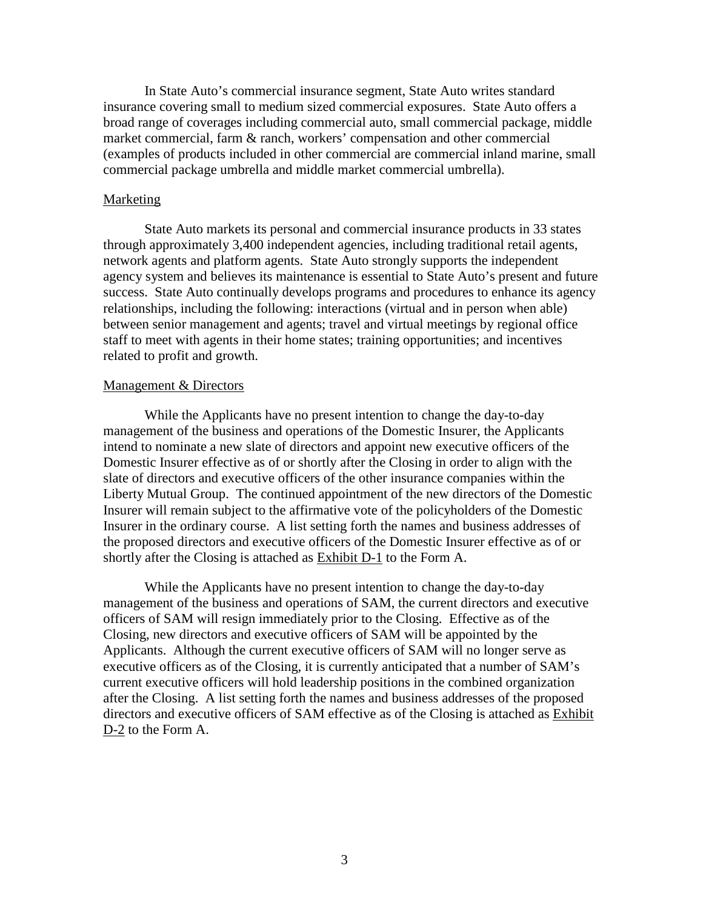In State Auto's commercial insurance segment, State Auto writes standard insurance covering small to medium sized commercial exposures. State Auto offers a broad range of coverages including commercial auto, small commercial package, middle market commercial, farm & ranch, workers' compensation and other commercial (examples of products included in other commercial are commercial inland marine, small commercial package umbrella and middle market commercial umbrella).

## Marketing

State Auto markets its personal and commercial insurance products in 33 states through approximately 3,400 independent agencies, including traditional retail agents, network agents and platform agents. State Auto strongly supports the independent agency system and believes its maintenance is essential to State Auto's present and future success. State Auto continually develops programs and procedures to enhance its agency relationships, including the following: interactions (virtual and in person when able) between senior management and agents; travel and virtual meetings by regional office staff to meet with agents in their home states; training opportunities; and incentives related to profit and growth.

## Management & Directors

While the Applicants have no present intention to change the day-to-day management of the business and operations of the Domestic Insurer, the Applicants intend to nominate a new slate of directors and appoint new executive officers of the Domestic Insurer effective as of or shortly after the Closing in order to align with the slate of directors and executive officers of the other insurance companies within the Liberty Mutual Group. The continued appointment of the new directors of the Domestic Insurer will remain subject to the affirmative vote of the policyholders of the Domestic Insurer in the ordinary course. A list setting forth the names and business addresses of the proposed directors and executive officers of the Domestic Insurer effective as of or shortly after the Closing is attached as Exhibit D-1 to the Form A.

While the Applicants have no present intention to change the day-to-day management of the business and operations of SAM, the current directors and executive officers of SAM will resign immediately prior to the Closing. Effective as of the Closing, new directors and executive officers of SAM will be appointed by the Applicants. Although the current executive officers of SAM will no longer serve as executive officers as of the Closing, it is currently anticipated that a number of SAM's current executive officers will hold leadership positions in the combined organization after the Closing. A list setting forth the names and business addresses of the proposed directors and executive officers of SAM effective as of the Closing is attached as Exhibit D-2 to the Form A.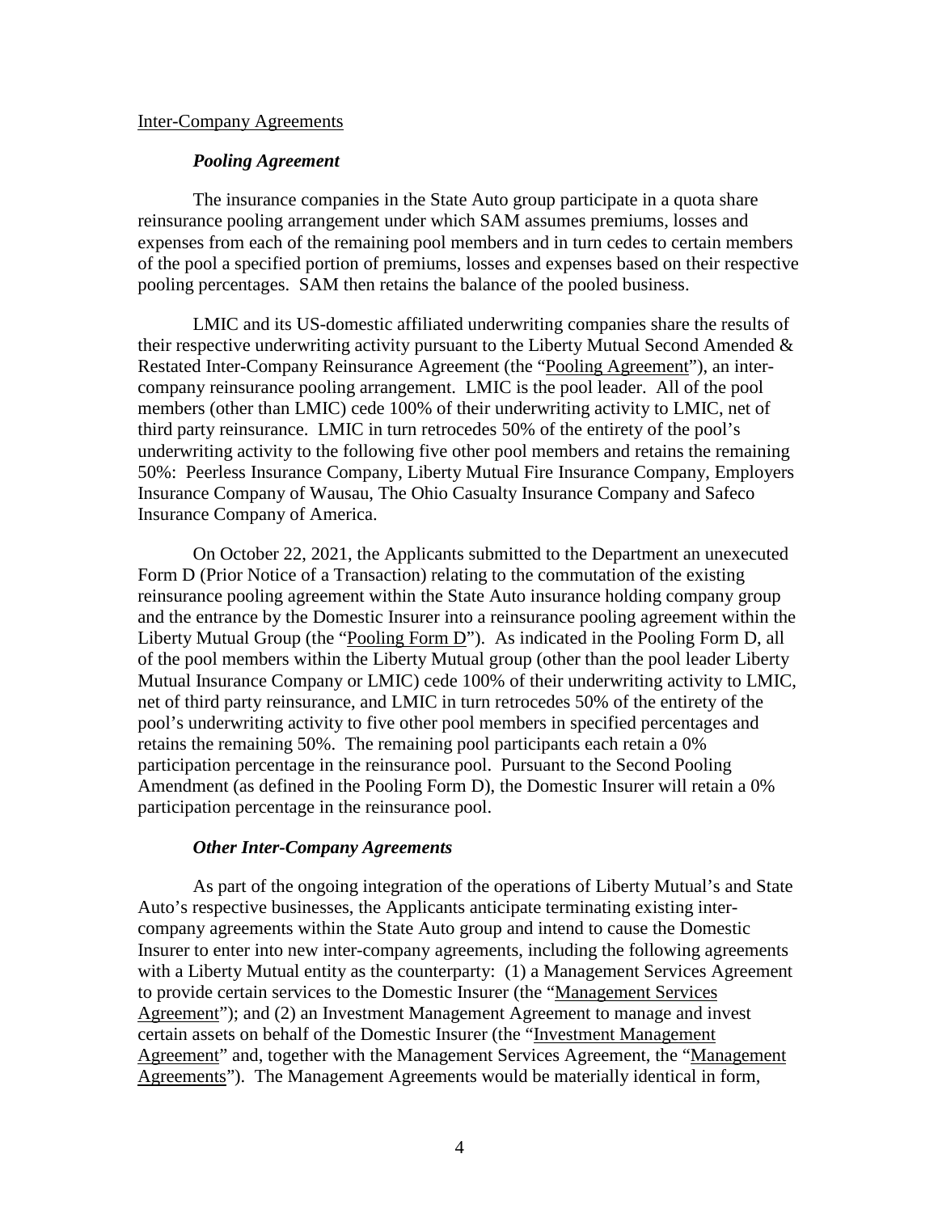Inter-Company Agreements

***Pooling Agreement***

The insurance companies in the State Auto group participate in a quota share reinsurance pooling arrangement under which SAM assumes premiums, losses and expenses from each of the remaining pool members and in turn cedes to certain members of the pool a specified portion of premiums, losses and expenses based on their respective pooling percentages. SAM then retains the balance of the pooled business.

LMIC and its US-domestic affiliated underwriting companies share the results of their respective underwriting activity pursuant to the Liberty Mutual Second Amended & Restated Inter-Company Reinsurance Agreement (the "Pooling Agreement"), an inter-company reinsurance pooling arrangement. LMIC is the pool leader. All of the pool members (other than LMIC) cede 100% of their underwriting activity to LMIC, net of third party reinsurance. LMIC in turn retrocedes 50% of the entirety of the pool's underwriting activity to the following five other pool members and retains the remaining 50%: Peerless Insurance Company, Liberty Mutual Fire Insurance Company, Employers Insurance Company of Wausau, The Ohio Casualty Insurance Company and Safeco Insurance Company of America.

On October 22, 2021, the Applicants submitted to the Department an unexecuted Form D (Prior Notice of a Transaction) relating to the commutation of the existing reinsurance pooling agreement within the State Auto insurance holding company group and the entrance by the Domestic Insurer into a reinsurance pooling agreement within the Liberty Mutual Group (the "Pooling Form D"). As indicated in the Pooling Form D, all of the pool members within the Liberty Mutual group (other than the pool leader Liberty Mutual Insurance Company or LMIC) cede 100% of their underwriting activity to LMIC, net of third party reinsurance, and LMIC in turn retrocedes 50% of the entirety of the pool's underwriting activity to five other pool members in specified percentages and retains the remaining 50%. The remaining pool participants each retain a 0% participation percentage in the reinsurance pool. Pursuant to the Second Pooling Amendment (as defined in the Pooling Form D), the Domestic Insurer will retain a 0% participation percentage in the reinsurance pool.

***Other Inter-Company Agreements***

As part of the ongoing integration of the operations of Liberty Mutual's and State Auto's respective businesses, the Applicants anticipate terminating existing inter-company agreements within the State Auto group and intend to cause the Domestic Insurer to enter into new inter-company agreements, including the following agreements with a Liberty Mutual entity as the counterparty: (1) a Management Services Agreement to provide certain services to the Domestic Insurer (the "Management Services Agreement"); and (2) an Investment Management Agreement to manage and invest certain assets on behalf of the Domestic Insurer (the "Investment Management Agreement" and, together with the Management Services Agreement, the "Management Agreements"). The Management Agreements would be materially identical in form,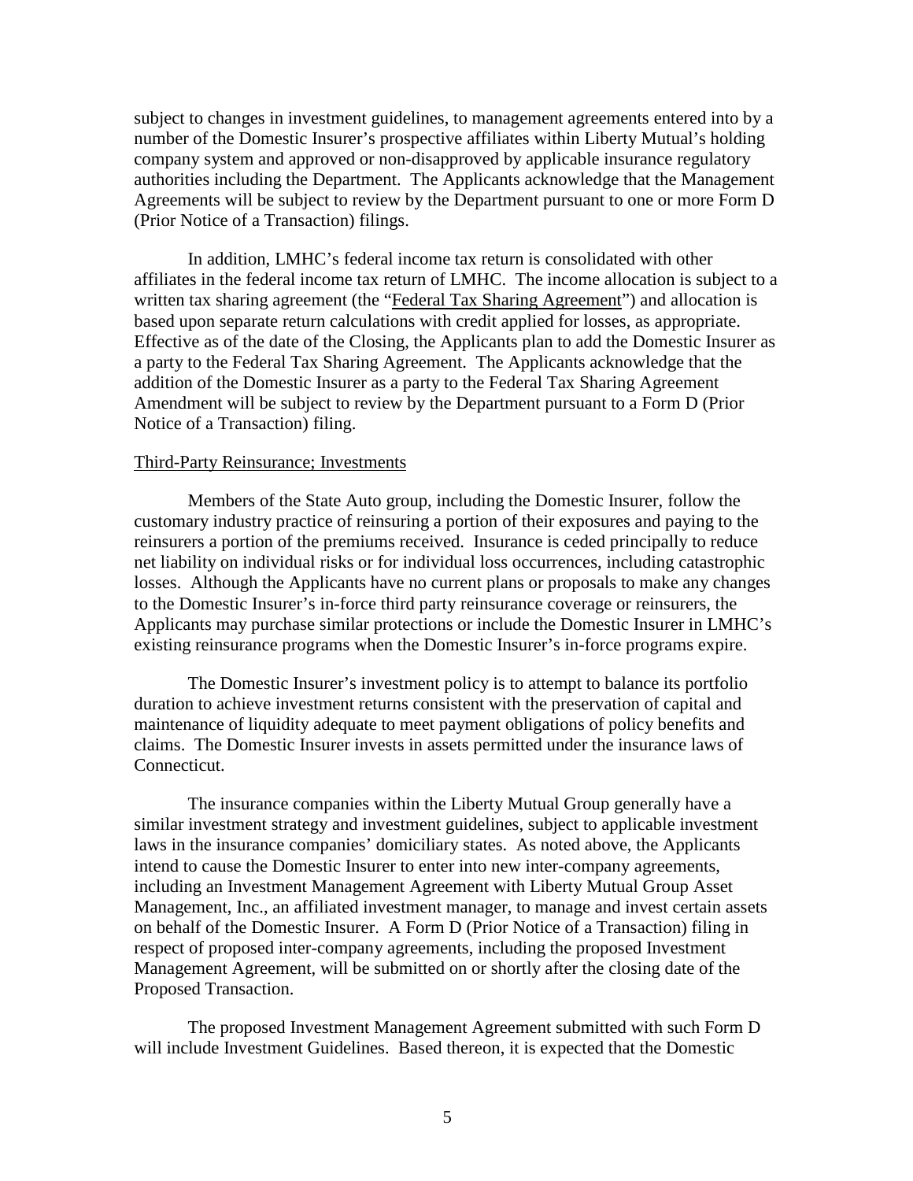subject to changes in investment guidelines, to management agreements entered into by a number of the Domestic Insurer's prospective affiliates within Liberty Mutual's holding company system and approved or non-disapproved by applicable insurance regulatory authorities including the Department. The Applicants acknowledge that the Management Agreements will be subject to review by the Department pursuant to one or more Form D (Prior Notice of a Transaction) filings.

In addition, LMHC's federal income tax return is consolidated with other affiliates in the federal income tax return of LMHC. The income allocation is subject to a written tax sharing agreement (the "Federal Tax Sharing Agreement") and allocation is based upon separate return calculations with credit applied for losses, as appropriate. Effective as of the date of the Closing, the Applicants plan to add the Domestic Insurer as a party to the Federal Tax Sharing Agreement. The Applicants acknowledge that the addition of the Domestic Insurer as a party to the Federal Tax Sharing Agreement Amendment will be subject to review by the Department pursuant to a Form D (Prior Notice of a Transaction) filing.

Third-Party Reinsurance; Investments

Members of the State Auto group, including the Domestic Insurer, follow the customary industry practice of reinsuring a portion of their exposures and paying to the reinsurers a portion of the premiums received. Insurance is ceded principally to reduce net liability on individual risks or for individual loss occurrences, including catastrophic losses. Although the Applicants have no current plans or proposals to make any changes to the Domestic Insurer's in-force third party reinsurance coverage or reinsurers, the Applicants may purchase similar protections or include the Domestic Insurer in LMHC's existing reinsurance programs when the Domestic Insurer's in-force programs expire.

The Domestic Insurer's investment policy is to attempt to balance its portfolio duration to achieve investment returns consistent with the preservation of capital and maintenance of liquidity adequate to meet payment obligations of policy benefits and claims. The Domestic Insurer invests in assets permitted under the insurance laws of Connecticut.

The insurance companies within the Liberty Mutual Group generally have a similar investment strategy and investment guidelines, subject to applicable investment laws in the insurance companies' domiciliary states. As noted above, the Applicants intend to cause the Domestic Insurer to enter into new inter-company agreements, including an Investment Management Agreement with Liberty Mutual Group Asset Management, Inc., an affiliated investment manager, to manage and invest certain assets on behalf of the Domestic Insurer. A Form D (Prior Notice of a Transaction) filing in respect of proposed inter-company agreements, including the proposed Investment Management Agreement, will be submitted on or shortly after the closing date of the Proposed Transaction.

The proposed Investment Management Agreement submitted with such Form D will include Investment Guidelines. Based thereon, it is expected that the Domestic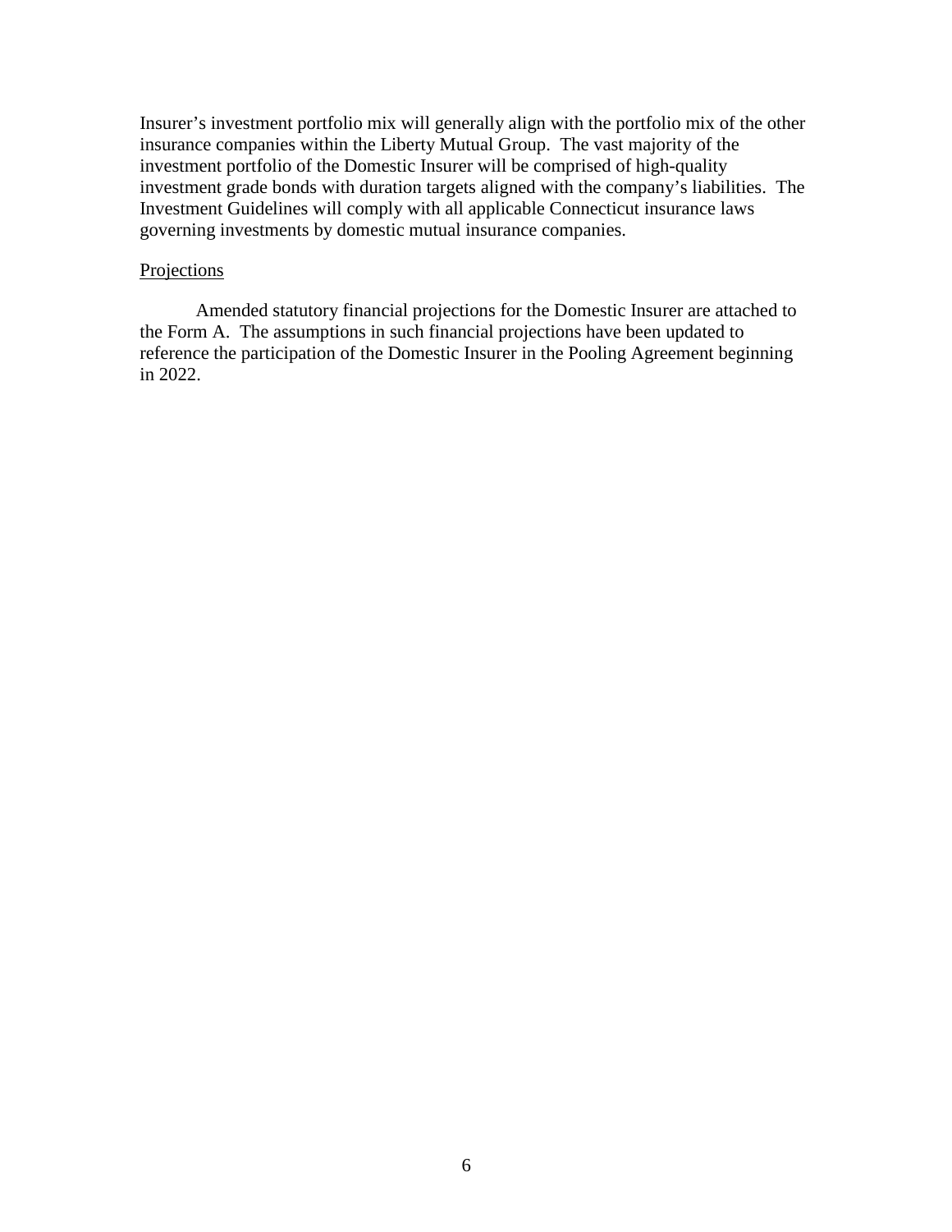Insurer's investment portfolio mix will generally align with the portfolio mix of the other insurance companies within the Liberty Mutual Group. The vast majority of the investment portfolio of the Domestic Insurer will be comprised of high-quality investment grade bonds with duration targets aligned with the company's liabilities. The Investment Guidelines will comply with all applicable Connecticut insurance laws governing investments by domestic mutual insurance companies.

Projections

Amended statutory financial projections for the Domestic Insurer are attached to the Form A. The assumptions in such financial projections have been updated to reference the participation of the Domestic Insurer in the Pooling Agreement beginning in 2022.